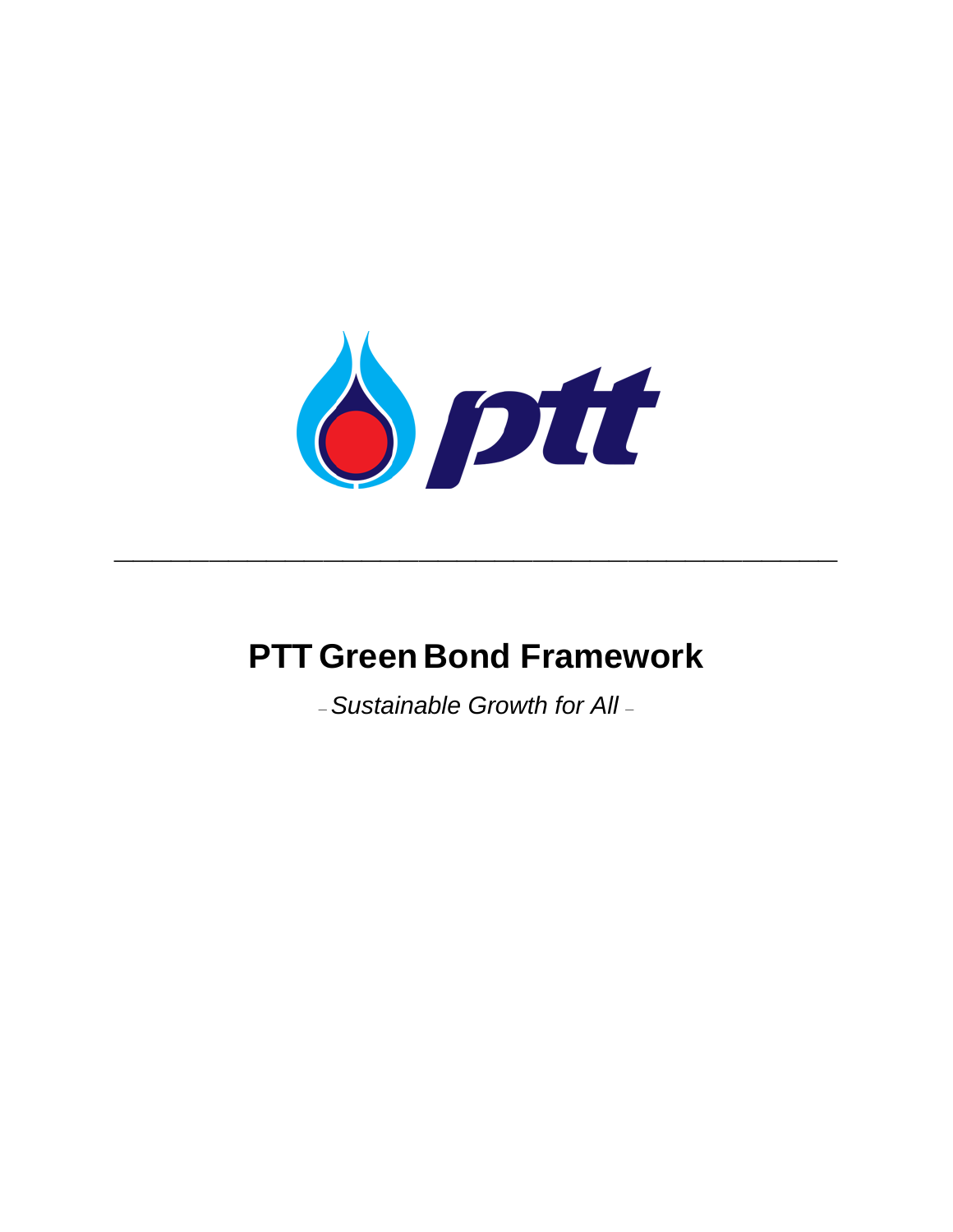# PTT Green Bond Framework

*– Sustainable Growth for All –*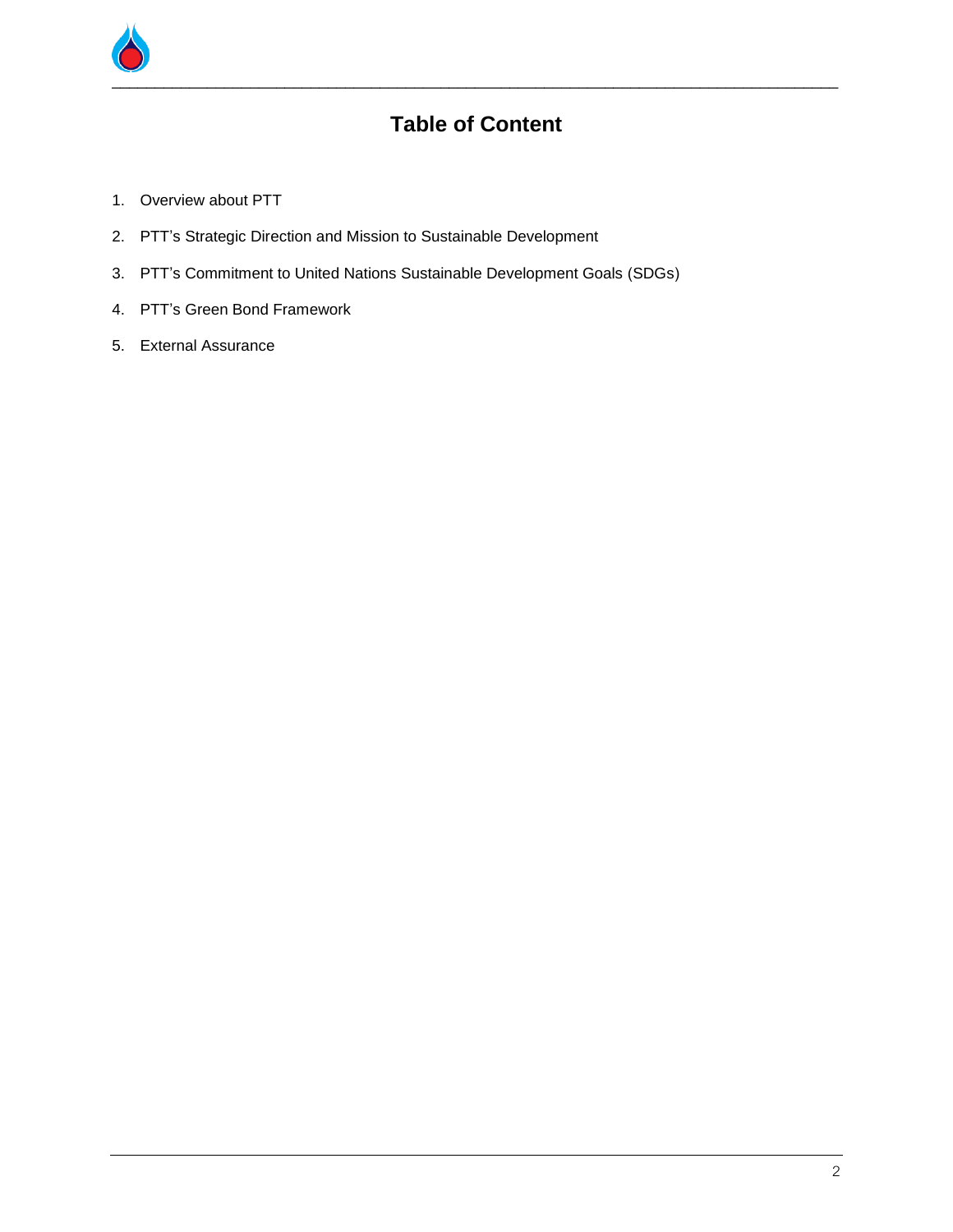# Table of Content

1. Overview about PTT
2. PTT's Strategic Direction and Mission to Sustainable Development
3. PTT's Commitment to United Nations Sustainable Development Goals (SDGs)
4. PTT's Green Bond Framework
5. External Assurance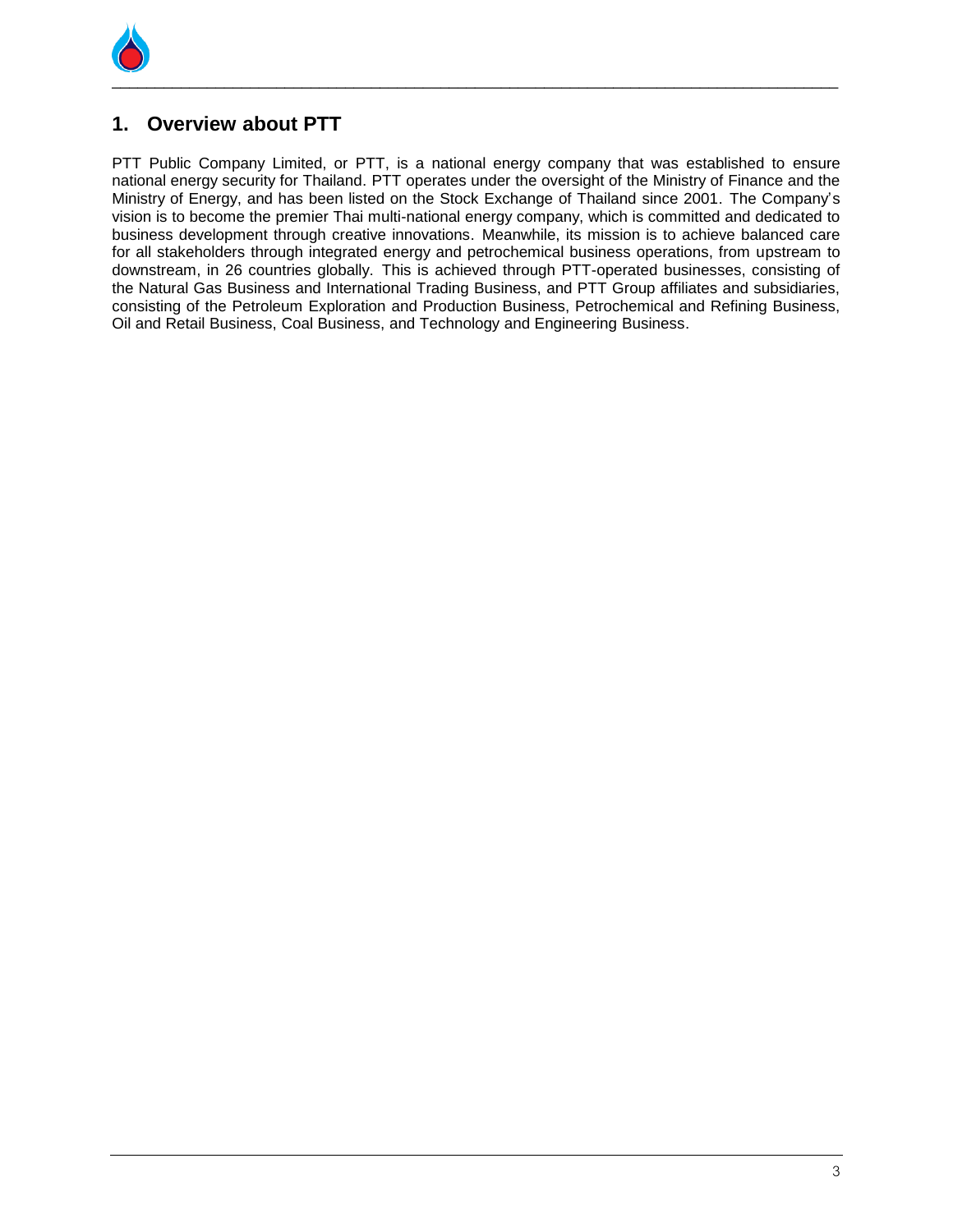## 1. Overview about PTT

PTT Public Company Limited, or PTT, is a national energy company that was established to ensure national energy security for Thailand. PTT operates under the oversight of the Ministry of Finance and the Ministry of Energy, and has been listed on the Stock Exchange of Thailand since 2001. The Company's vision is to become the premier Thai multi-national energy company, which is committed and dedicated to business development through creative innovations. Meanwhile, its mission is to achieve balanced care for all stakeholders through integrated energy and petrochemical business operations, from upstream to downstream, in 26 countries globally. This is achieved through PTT-operated businesses, consisting of the Natural Gas Business and International Trading Business, and PTT Group affiliates and subsidiaries, consisting of the Petroleum Exploration and Production Business, Petrochemical and Refining Business, Oil and Retail Business, Coal Business, and Technology and Engineering Business.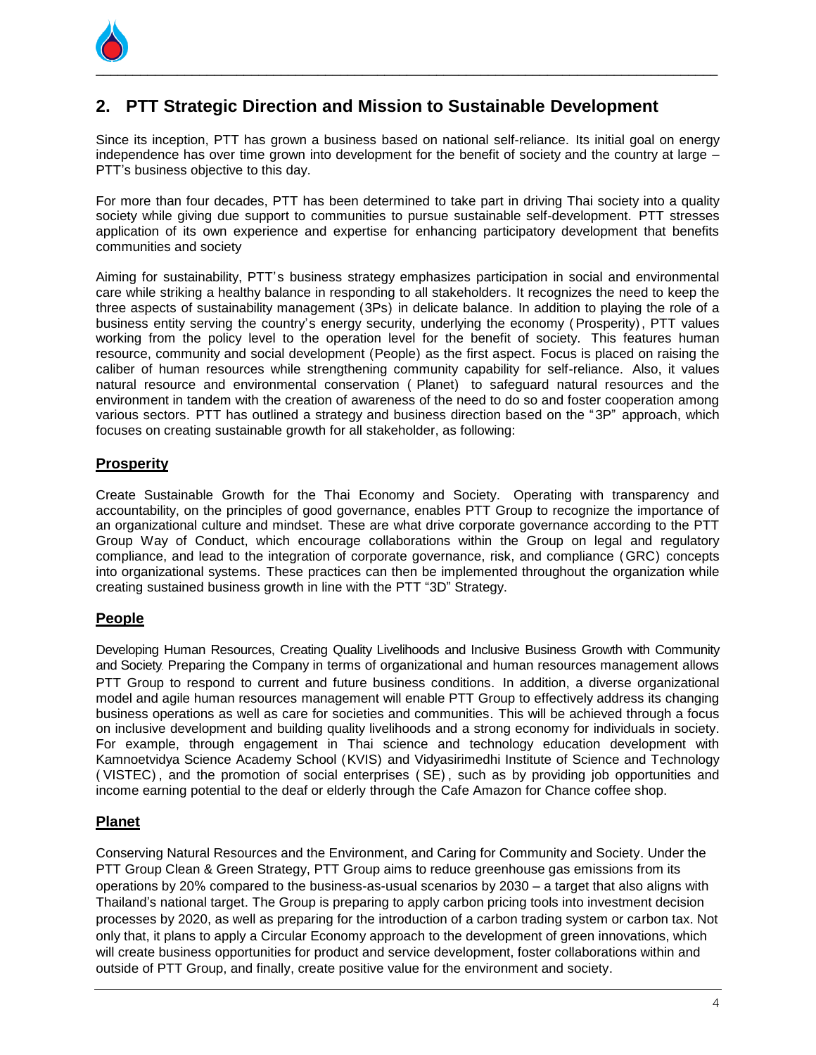## 2. PTT Strategic Direction and Mission to Sustainable Development

Since its inception, PTT has grown a business based on national self-reliance. Its initial goal on energy independence has over time grown into development for the benefit of society and the country at large – PTT's business objective to this day.

For more than four decades, PTT has been determined to take part in driving Thai society into a quality society while giving due support to communities to pursue sustainable self-development. PTT stresses application of its own experience and expertise for enhancing participatory development that benefits communities and society

Aiming for sustainability, PTT's business strategy emphasizes participation in social and environmental care while striking a healthy balance in responding to all stakeholders. It recognizes the need to keep the three aspects of sustainability management (3Ps) in delicate balance. In addition to playing the role of a business entity serving the country's energy security, underlying the economy (Prosperity), PTT values working from the policy level to the operation level for the benefit of society. This features human resource, community and social development (People) as the first aspect. Focus is placed on raising the caliber of human resources while strengthening community capability for self-reliance. Also, it values natural resource and environmental conservation (Planet) to safeguard natural resources and the environment in tandem with the creation of awareness of the need to do so and foster cooperation among various sectors. PTT has outlined a strategy and business direction based on the "3P" approach, which focuses on creating sustainable growth for all stakeholder, as following:

### Prosperity

Create Sustainable Growth for the Thai Economy and Society. Operating with transparency and accountability, on the principles of good governance, enables PTT Group to recognize the importance of an organizational culture and mindset. These are what drive corporate governance according to the PTT Group Way of Conduct, which encourage collaborations within the Group on legal and regulatory compliance, and lead to the integration of corporate governance, risk, and compliance (GRC) concepts into organizational systems. These practices can then be implemented throughout the organization while creating sustained business growth in line with the PTT "3D" Strategy.

### People

Developing Human Resources, Creating Quality Livelihoods and Inclusive Business Growth with Community and Society. Preparing the Company in terms of organizational and human resources management allows PTT Group to respond to current and future business conditions. In addition, a diverse organizational model and agile human resources management will enable PTT Group to effectively address its changing business operations as well as care for societies and communities. This will be achieved through a focus on inclusive development and building quality livelihoods and a strong economy for individuals in society. For example, through engagement in Thai science and technology education development with Kamnoetvidya Science Academy School (KVIS) and Vidyasirimedhi Institute of Science and Technology (VISTEC), and the promotion of social enterprises (SE), such as by providing job opportunities and income earning potential to the deaf or elderly through the Cafe Amazon for Chance coffee shop.

### Planet

Conserving Natural Resources and the Environment, and Caring for Community and Society. Under the PTT Group Clean & Green Strategy, PTT Group aims to reduce greenhouse gas emissions from its operations by 20% compared to the business-as-usual scenarios by 2030 – a target that also aligns with Thailand's national target. The Group is preparing to apply carbon pricing tools into investment decision processes by 2020, as well as preparing for the introduction of a carbon trading system or carbon tax. Not only that, it plans to apply a Circular Economy approach to the development of green innovations, which will create business opportunities for product and service development, foster collaborations within and outside of PTT Group, and finally, create positive value for the environment and society.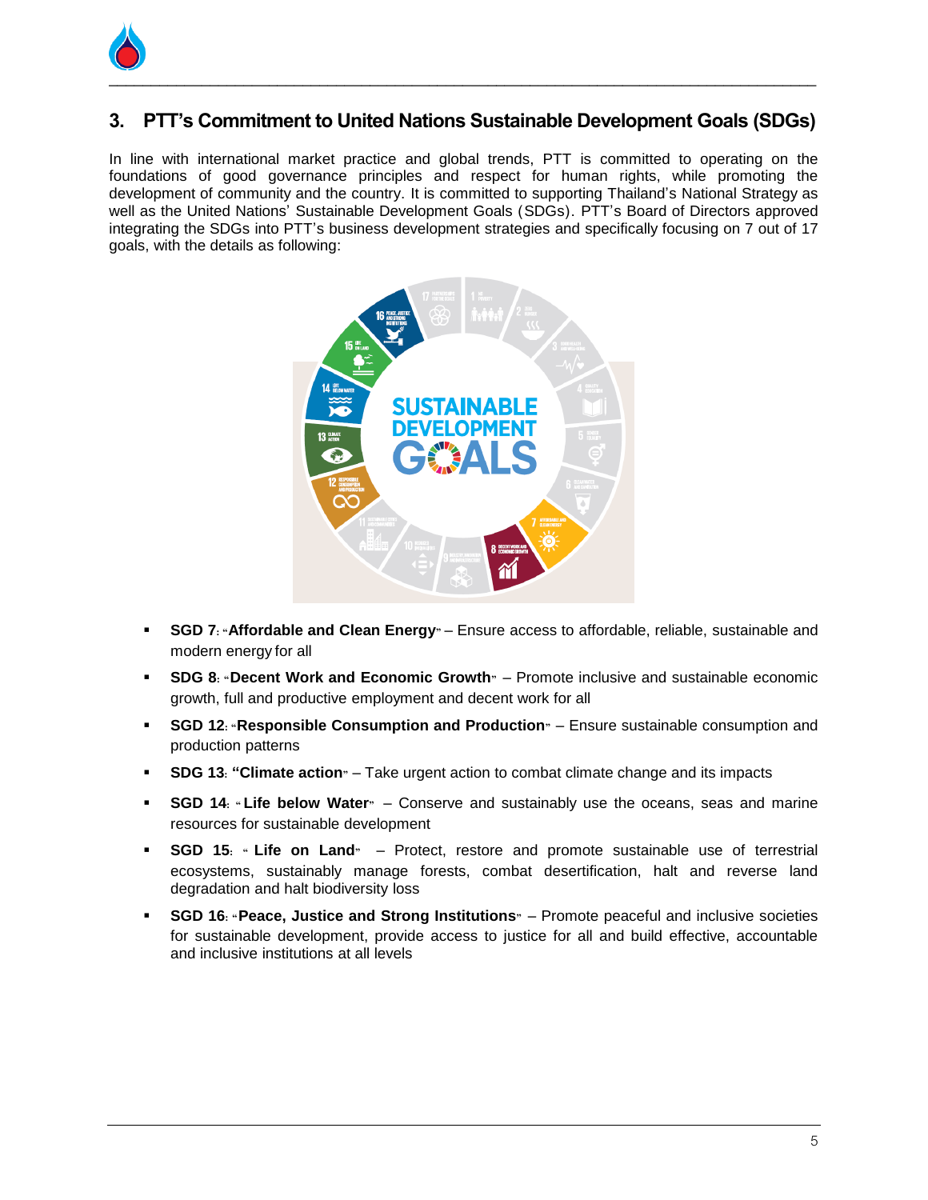## 3. PTT's Commitment to United Nations Sustainable Development Goals (SDGs)

In line with international market practice and global trends, PTT is committed to operating on the foundations of good governance principles and respect for human rights, while promoting the development of community and the country. It is committed to supporting Thailand's National Strategy as well as the United Nations' Sustainable Development Goals (SDGs). PTT's Board of Directors approved integrating the SDGs into PTT's business development strategies and specifically focusing on 7 out of 17 goals, with the details as following:

- **SGD 7: "Affordable and Clean Energy"** – Ensure access to affordable, reliable, sustainable and modern energy for all
- **SDG 8: "Decent Work and Economic Growth"** – Promote inclusive and sustainable economic growth, full and productive employment and decent work for all
- **SGD 12: "Responsible Consumption and Production"** – Ensure sustainable consumption and production patterns
- **SDG 13: "Climate action"** – Take urgent action to combat climate change and its impacts
- **SGD 14: "Life below Water"** – Conserve and sustainably use the oceans, seas and marine resources for sustainable development
- **SGD 15: "Life on Land"** – Protect, restore and promote sustainable use of terrestrial ecosystems, sustainably manage forests, combat desertification, halt and reverse land degradation and halt biodiversity loss
- **SGD 16: "Peace, Justice and Strong Institutions"** – Promote peaceful and inclusive societies for sustainable development, provide access to justice for all and build effective, accountable and inclusive institutions at all levels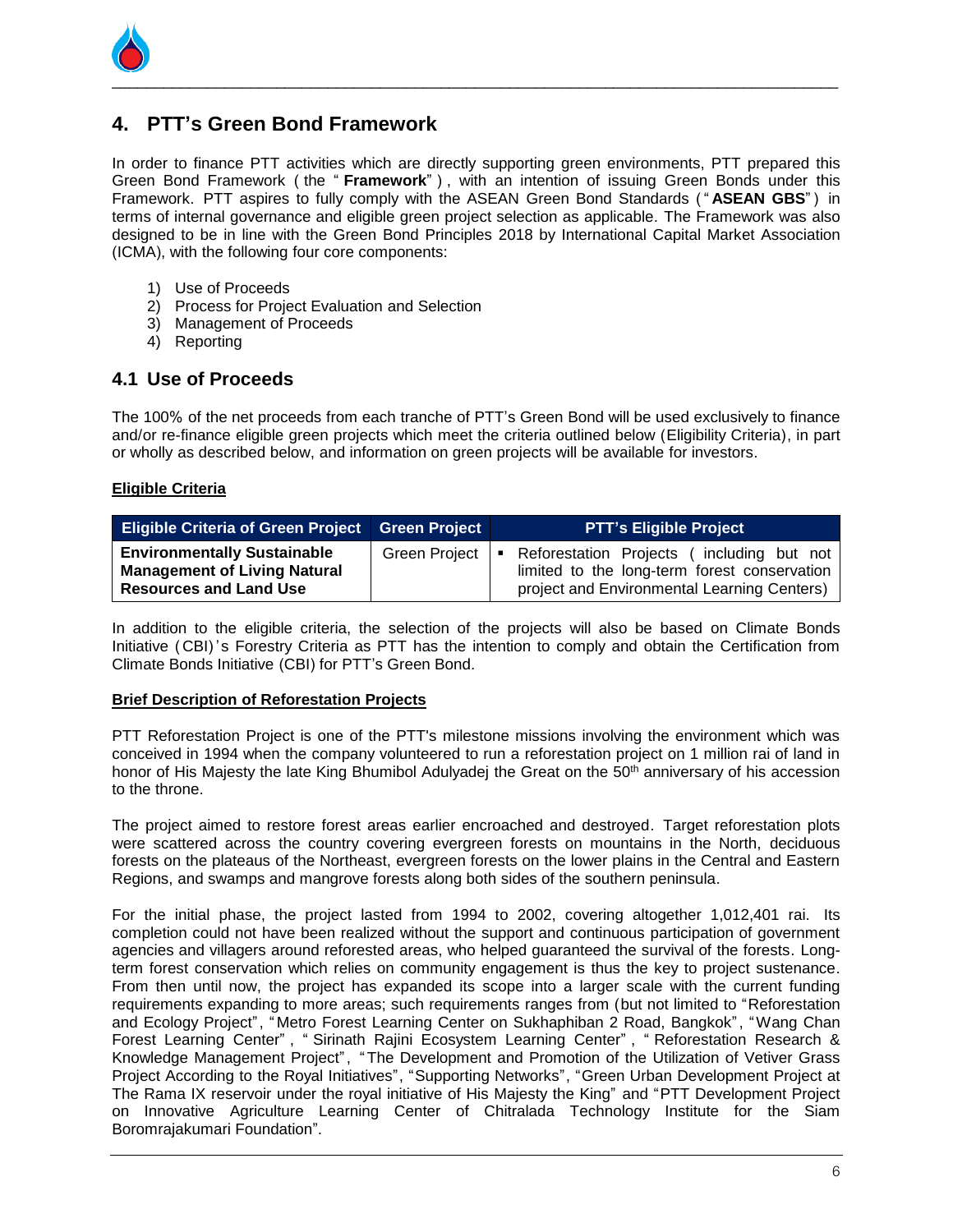## 4. PTT's Green Bond Framework

In order to finance PTT activities which are directly supporting green environments, PTT prepared this Green Bond Framework (the "**Framework**"), with an intention of issuing Green Bonds under this Framework. PTT aspires to fully comply with the ASEAN Green Bond Standards ("**ASEAN GBS**") in terms of internal governance and eligible green project selection as applicable. The Framework was also designed to be in line with the Green Bond Principles 2018 by International Capital Market Association (ICMA), with the following four core components:

1) Use of Proceeds
2) Process for Project Evaluation and Selection
3) Management of Proceeds
4) Reporting

### 4.1 Use of Proceeds

The 100% of the net proceeds from each tranche of PTT's Green Bond will be used exclusively to finance and/or re-finance eligible green projects which meet the criteria outlined below (Eligibility Criteria), in part or wholly as described below, and information on green projects will be available for investors.

**Eligible Criteria**

| Eligible Criteria of Green Project | Green Project | PTT's Eligible Project |
|---|---|---|
| **Environmentally Sustainable Management of Living Natural Resources and Land Use** | Green Project | ▪ Reforestation Projects (including but not limited to the long-term forest conservation project and Environmental Learning Centers) |

In addition to the eligible criteria, the selection of the projects will also be based on Climate Bonds Initiative (CBI)'s Forestry Criteria as PTT has the intention to comply and obtain the Certification from Climate Bonds Initiative (CBI) for PTT's Green Bond.

**Brief Description of Reforestation Projects**

PTT Reforestation Project is one of the PTT's milestone missions involving the environment which was conceived in 1994 when the company volunteered to run a reforestation project on 1 million rai of land in honor of His Majesty the late King Bhumibol Adulyadej the Great on the 50th anniversary of his accession to the throne.

The project aimed to restore forest areas earlier encroached and destroyed. Target reforestation plots were scattered across the country covering evergreen forests on mountains in the North, deciduous forests on the plateaus of the Northeast, evergreen forests on the lower plains in the Central and Eastern Regions, and swamps and mangrove forests along both sides of the southern peninsula.

For the initial phase, the project lasted from 1994 to 2002, covering altogether 1,012,401 rai. Its completion could not have been realized without the support and continuous participation of government agencies and villagers around reforested areas, who helped guaranteed the survival of the forests. Long-term forest conservation which relies on community engagement is thus the key to project sustenance. From then until now, the project has expanded its scope into a larger scale with the current funding requirements expanding to more areas; such requirements ranges from (but not limited to "Reforestation and Ecology Project", "Metro Forest Learning Center on Sukhaphiban 2 Road, Bangkok", "Wang Chan Forest Learning Center", "Sirinath Rajini Ecosystem Learning Center", "Reforestation Research & Knowledge Management Project", "The Development and Promotion of the Utilization of Vetiver Grass Project According to the Royal Initiatives", "Supporting Networks", "Green Urban Development Project at The Rama IX reservoir under the royal initiative of His Majesty the King" and "PTT Development Project on Innovative Agriculture Learning Center of Chitralada Technology Institute for the Siam Boromrajakumari Foundation".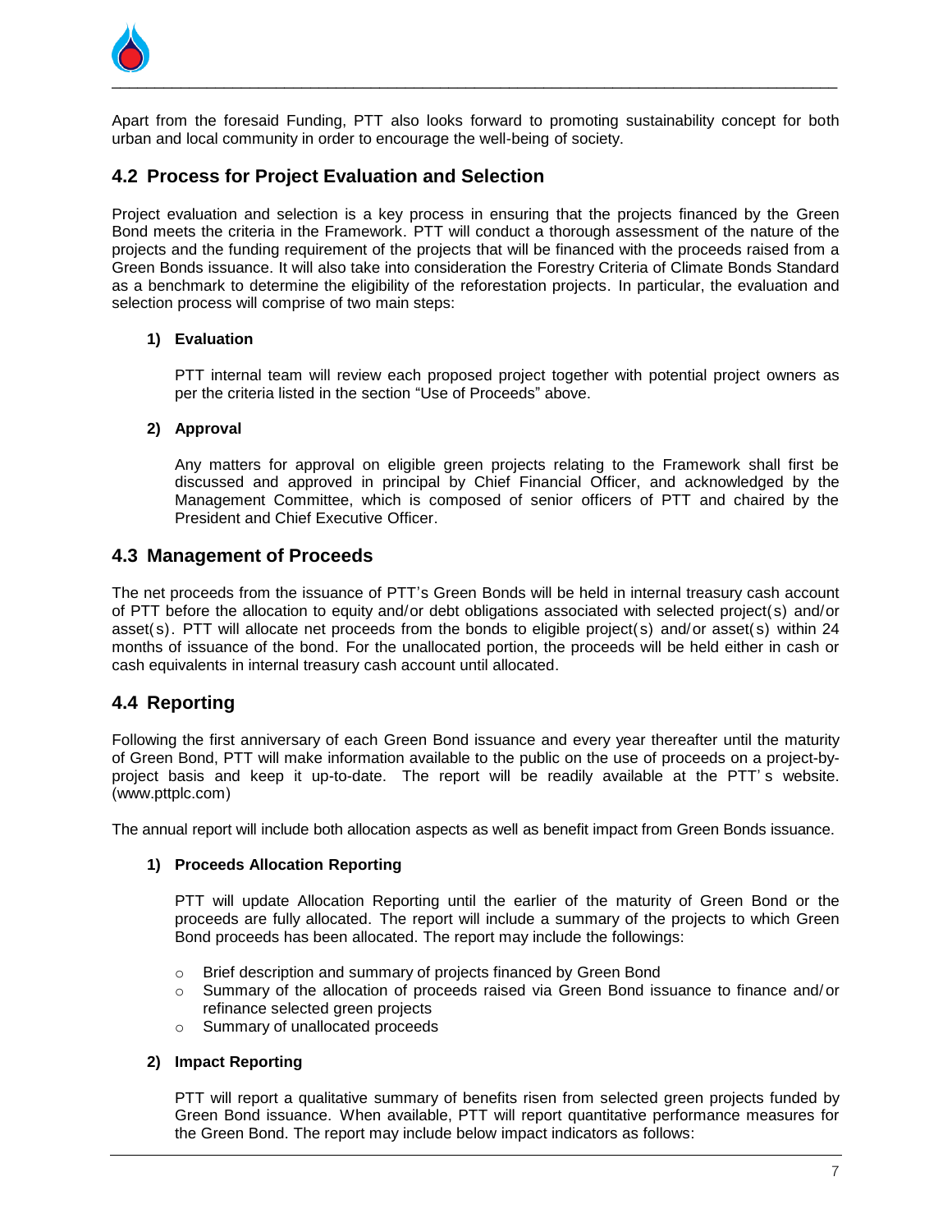Apart from the foresaid Funding, PTT also looks forward to promoting sustainability concept for both urban and local community in order to encourage the well-being of society.

## 4.2 Process for Project Evaluation and Selection

Project evaluation and selection is a key process in ensuring that the projects financed by the Green Bond meets the criteria in the Framework. PTT will conduct a thorough assessment of the nature of the projects and the funding requirement of the projects that will be financed with the proceeds raised from a Green Bonds issuance. It will also take into consideration the Forestry Criteria of Climate Bonds Standard as a benchmark to determine the eligibility of the reforestation projects. In particular, the evaluation and selection process will comprise of two main steps:

**1) Evaluation**

PTT internal team will review each proposed project together with potential project owners as per the criteria listed in the section "Use of Proceeds" above.

**2) Approval**

Any matters for approval on eligible green projects relating to the Framework shall first be discussed and approved in principal by Chief Financial Officer, and acknowledged by the Management Committee, which is composed of senior officers of PTT and chaired by the President and Chief Executive Officer.

## 4.3 Management of Proceeds

The net proceeds from the issuance of PTT's Green Bonds will be held in internal treasury cash account of PTT before the allocation to equity and/or debt obligations associated with selected project(s) and/or asset(s). PTT will allocate net proceeds from the bonds to eligible project(s) and/or asset(s) within 24 months of issuance of the bond. For the unallocated portion, the proceeds will be held either in cash or cash equivalents in internal treasury cash account until allocated.

## 4.4 Reporting

Following the first anniversary of each Green Bond issuance and every year thereafter until the maturity of Green Bond, PTT will make information available to the public on the use of proceeds on a project-by-project basis and keep it up-to-date. The report will be readily available at the PTT's website. (www.pttplc.com)

The annual report will include both allocation aspects as well as benefit impact from Green Bonds issuance.

**1) Proceeds Allocation Reporting**

PTT will update Allocation Reporting until the earlier of the maturity of Green Bond or the proceeds are fully allocated. The report will include a summary of the projects to which Green Bond proceeds has been allocated. The report may include the followings:

- Brief description and summary of projects financed by Green Bond
- Summary of the allocation of proceeds raised via Green Bond issuance to finance and/or refinance selected green projects
- Summary of unallocated proceeds

**2) Impact Reporting**

PTT will report a qualitative summary of benefits risen from selected green projects funded by Green Bond issuance. When available, PTT will report quantitative performance measures for the Green Bond. The report may include below impact indicators as follows: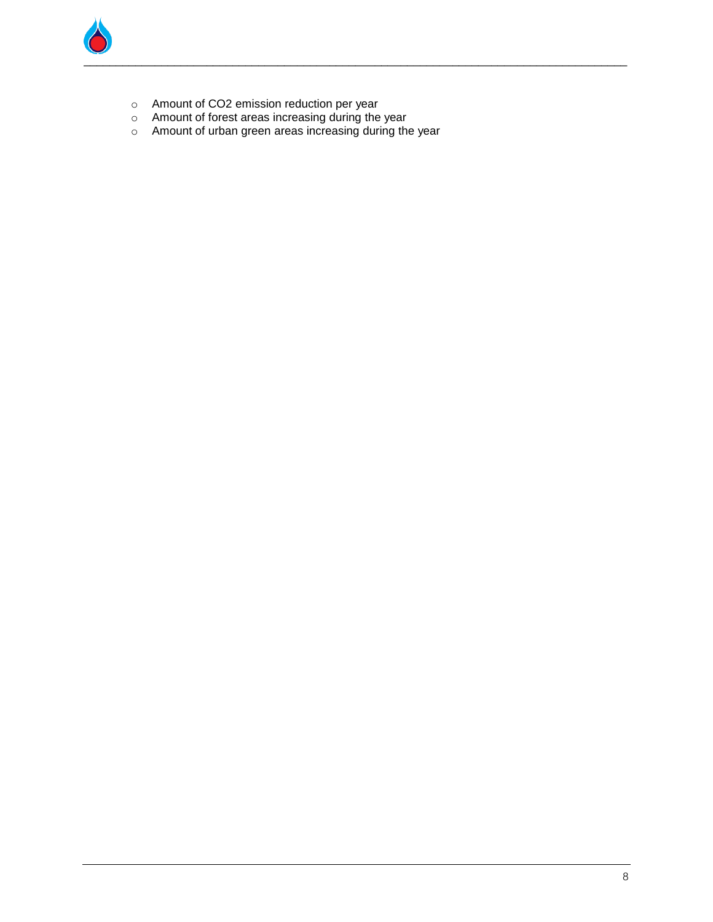- Amount of $CO_2$ emission reduction per year
- Amount of forest areas increasing during the year
- Amount of urban green areas increasing during the year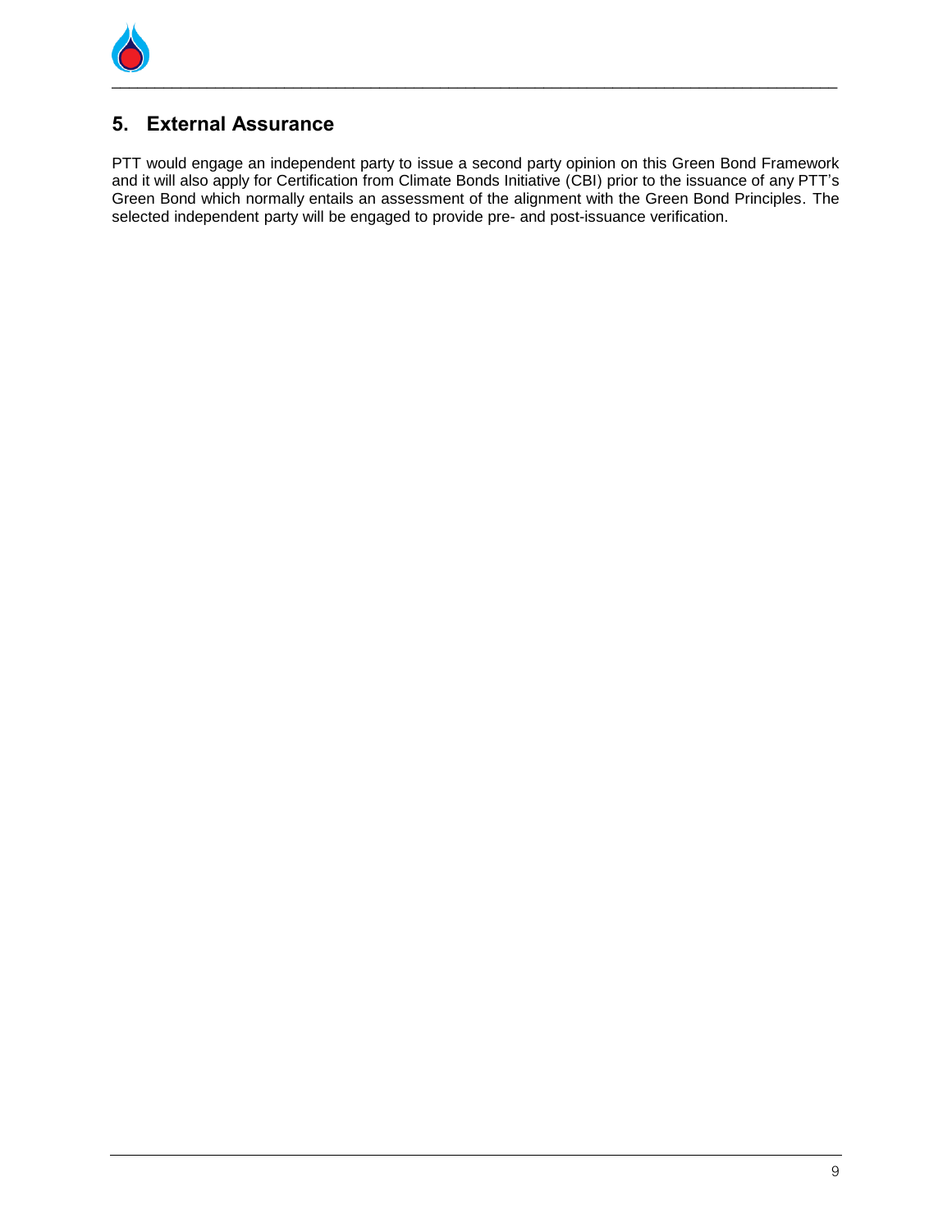## 5. External Assurance

PTT would engage an independent party to issue a second party opinion on this Green Bond Framework and it will also apply for Certification from Climate Bonds Initiative (CBI) prior to the issuance of any PTT's Green Bond which normally entails an assessment of the alignment with the Green Bond Principles. The selected independent party will be engaged to provide pre- and post-issuance verification.